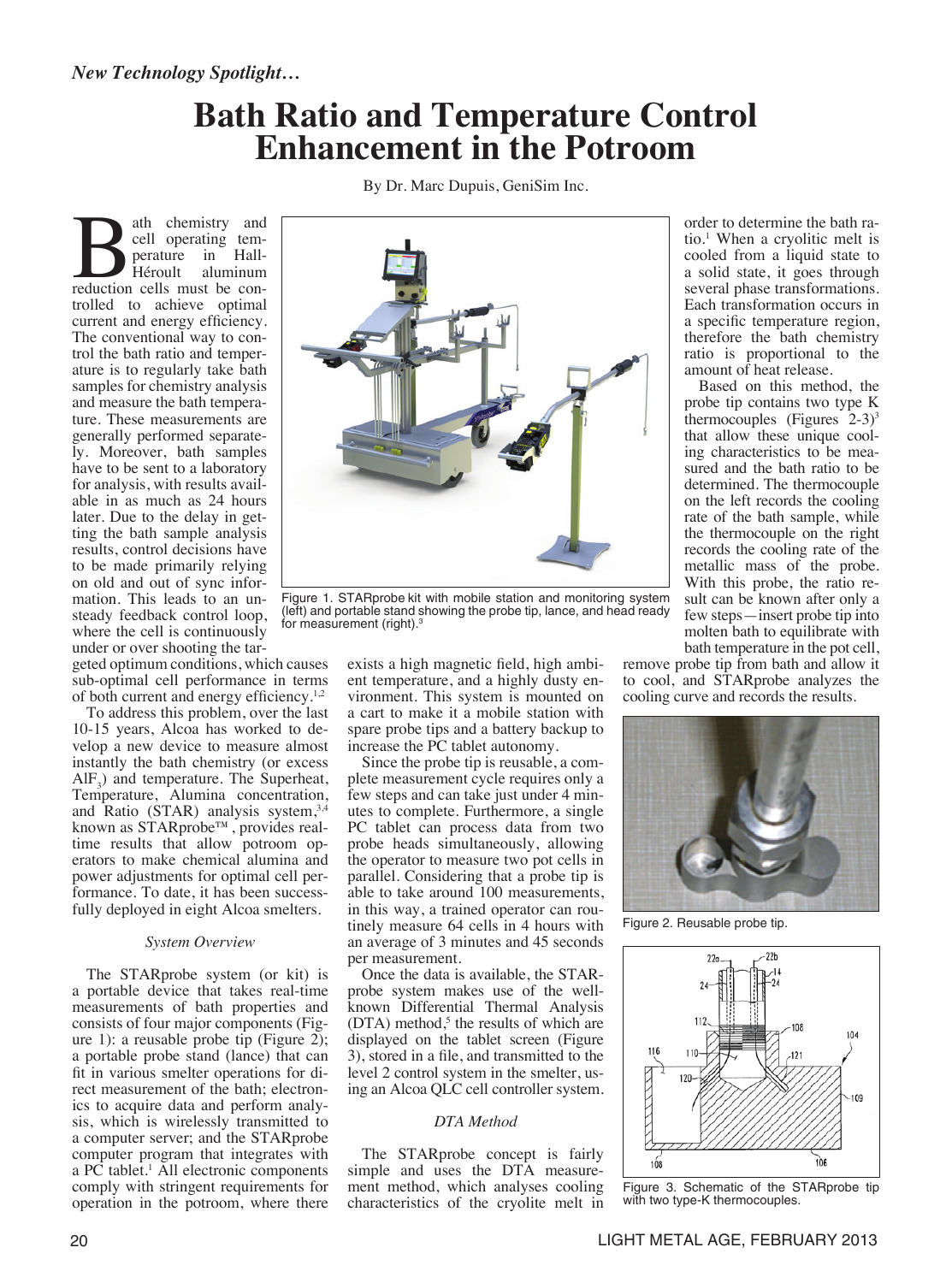*New Technology Spotlight…*

# Bath Ratio and Temperature Control Enhancement in the Potroom

By Dr. Marc Dupuis, GeniSim Inc.

Bath chemistry and cell operating temperature in Hall-Héroult aluminum reduction cells must be controlled to achieve optimal current and energy efficiency. The conventional way to control the bath ratio and temperature is to regularly take bath samples for chemistry analysis and measure the bath temperature. These measurements are generally performed separately. Moreover, bath samples have to be sent to a laboratory for analysis, with results available in as much as 24 hours later. Due to the delay in getting the bath sample analysis results, control decisions have to be made primarily relying on old and out of sync information. This leads to an unsteady feedback control loop, where the cell is continuously under or over shooting the targeted optimum conditions, which causes sub-optimal cell performance in terms of both current and energy efficiency.[1,2]

To address this problem, over the last 10-15 years, Alcoa has worked to develop a new device to measure almost instantly the bath chemistry (or excess $AlF_3$) and temperature. The Superheat, Temperature, Alumina concentration, and Ratio (STAR) analysis system,[3,4] known as STARprobe™, provides real-time results that allow potroom operators to make chemical alumina and power adjustments for optimal cell performance. To date, it has been successfully deployed in eight Alcoa smelters.

Figure 1. STARprobe kit with mobile station and monitoring system (left) and portable stand showing the probe tip, lance, and head ready for measurement (right).[3]

*System Overview*

The STARprobe system (or kit) is a portable device that takes real-time measurements of bath properties and consists of four major components (Figure 1): a reusable probe tip (Figure 2); a portable probe stand (lance) that can fit in various smelter operations for direct measurement of the bath; electronics to acquire data and perform analysis, which is wirelessly transmitted to a computer server; and the STARprobe computer program that integrates with a PC tablet.[1] All electronic components comply with stringent requirements for operation in the potroom, where there exists a high magnetic field, high ambient temperature, and a highly dusty environment. This system is mounted on a cart to make it a mobile station with spare probe tips and a battery backup to increase the PC tablet autonomy.

Since the probe tip is reusable, a complete measurement cycle requires only a few steps and can take just under 4 minutes to complete. Furthermore, a single PC tablet can process data from two probe heads simultaneously, allowing the operator to measure two pot cells in parallel. Considering that a probe tip is able to take around 100 measurements, in this way, a trained operator can routinely measure 64 cells in 4 hours with an average of 3 minutes and 45 seconds per measurement.

Once the data is available, the STARprobe system makes use of the well-known Differential Thermal Analysis (DTA) method,[5] the results of which are displayed on the tablet screen (Figure 3), stored in a file, and transmitted to the level 2 control system in the smelter, using an Alcoa QLC cell controller system.

*DTA Method*

The STARprobe concept is fairly simple and uses the DTA measurement method, which analyses cooling characteristics of the cryolite melt in order to determine the bath ratio.[1] When a cryolitic melt is cooled from a liquid state to a solid state, it goes through several phase transformations. Each transformation occurs in a specific temperature region, therefore the bath chemistry ratio is proportional to the amount of heat release.

Based on this method, the probe tip contains two type K thermocouples (Figures 2-3)[3] that allow these unique cooling characteristics to be measured and the bath ratio to be determined. The thermocouple on the left records the cooling rate of the bath sample, while the thermocouple on the right records the cooling rate of the metallic mass of the probe. With this probe, the ratio result can be known after only a few steps—insert probe tip into molten bath to equilibrate with bath temperature in the pot cell, remove probe tip from bath and allow it to cool, and STARprobe analyzes the cooling curve and records the results.

Figure 2. Reusable probe tip.

Figure 3. Schematic of the STARprobe tip with two type-K thermocouples.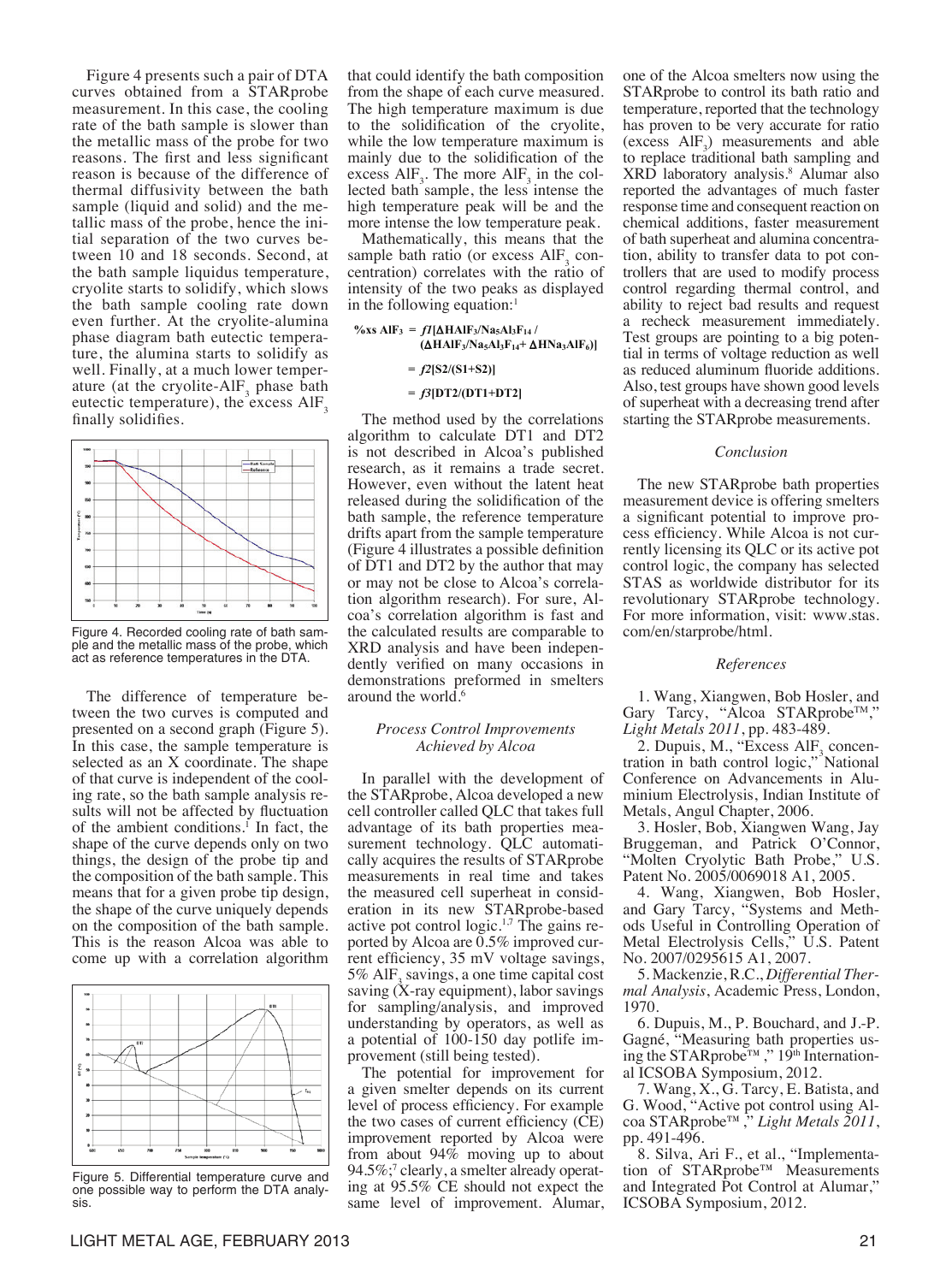Figure 4 presents such a pair of DTA curves obtained from a STARprobe measurement. In this case, the cooling rate of the bath sample is slower than the metallic mass of the probe for two reasons. The first and less significant reason is because of the difference of thermal diffusivity between the bath sample (liquid and solid) and the metallic mass of the probe, hence the initial separation of the two curves between 10 and 18 seconds. Second, at the bath sample liquidus temperature, cryolite starts to solidify, which slows the bath sample cooling rate down even further. At the cryolite-alumina phase diagram bath eutectic temperature, the alumina starts to solidify as well. Finally, at a much lower temperature (at the cryolite-$AlF_3$ phase bath eutectic temperature), the excess $AlF_3$ finally solidifies.

Bath Sample
Reference
Temperature (°C)
Time (s)

Figure 4. Recorded cooling rate of bath sample and the metallic mass of the probe, which act as reference temperatures in the DTA.

The difference of temperature between the two curves is computed and presented on a second graph (Figure 5). In this case, the sample temperature is selected as an X coordinate. The shape of that curve is independent of the cooling rate, so the bath sample analysis results will not be affected by fluctuation of the ambient conditions.[1] In fact, the shape of the curve depends only on two things, the design of the probe tip and the composition of the bath sample. This means that for a given probe tip design, the shape of the curve uniquely depends on the composition of the bath sample. This is the reason Alcoa was able to come up with a correlation algorithm that could identify the bath composition from the shape of each curve measured. The high temperature maximum is due to the solidification of the cryolite, while the low temperature maximum is mainly due to the solidification of the excess $AlF_3$. The more $AlF_3$ in the collected bath sample, the less intense the high temperature peak will be and the more intense the low temperature peak.

DT1
DT2
Sample temperature (°C)

Figure 5. Differential temperature curve and one possible way to perform the DTA analysis.

Mathematically, this means that the sample bath ratio (or excess $AlF_3$ concentration) correlates with the ratio of intensity of the two peaks as displayed in the following equation:[1]

$$\%xs\ AlF_3 = f1[\Delta HAlF_3/Na_5Al_3F_{14} / (\Delta HAlF_3/Na_5Al_3F_{14} + \Delta HNa_3AlF_6)]$$

$$= f2[S2/(S1+S2)]$$

$$= f3[DT2/(DT1+DT2]$$

The method used by the correlations algorithm to calculate DT1 and DT2 is not described in Alcoa's published research, as it remains a trade secret. However, even without the latent heat released during the solidification of the bath sample, the reference temperature drifts apart from the sample temperature (Figure 4 illustrates a possible definition of DT1 and DT2 by the author that may or may not be close to Alcoa's correlation algorithm research). For sure, Alcoa's correlation algorithm is fast and the calculated results are comparable to XRD analysis and have been independently verified on many occasions in demonstrations preformed in smelters around the world.[6]

## *Process Control Improvements Achieved by Alcoa*

In parallel with the development of the STARprobe, Alcoa developed a new cell controller called QLC that takes full advantage of its bath properties measurement technology. QLC automatically acquires the results of STARprobe measurements in real time and takes the measured cell superheat in consideration in its new STARprobe-based active pot control logic.[1,7] The gains reported by Alcoa are 0.5% improved current efficiency, 35 mV voltage savings, 5% $AlF_3$ savings, a one time capital cost saving (X-ray equipment), labor savings for sampling/analysis, and improved understanding by operators, as well as a potential of 100-150 day potlife improvement (still being tested).

The potential for improvement for a given smelter depends on its current level of process efficiency. For example the two cases of current efficiency (CE) improvement reported by Alcoa were from about 94% moving up to about 94.5%;[7] clearly, a smelter already operating at 95.5% CE should not expect the same level of improvement. Alumar, one of the Alcoa smelters now using the STARprobe to control its bath ratio and temperature, reported that the technology has proven to be very accurate for ratio (excess $AlF_3$) measurements and able to replace traditional bath sampling and XRD laboratory analysis.[8] Alumar also reported the advantages of much faster response time and consequent reaction on chemical additions, faster measurement of bath superheat and alumina concentration, ability to transfer data to pot controllers that are used to modify process control regarding thermal control, and ability to reject bad results and request a recheck measurement immediately. Test groups are pointing to a big potential in terms of voltage reduction as well as reduced aluminum fluoride additions. Also, test groups have shown good levels of superheat with a decreasing trend after starting the STARprobe measurements.

## *Conclusion*

The new STARprobe bath properties measurement device is offering smelters a significant potential to improve process efficiency. While Alcoa is not currently licensing its QLC or its active pot control logic, the company has selected STAS as worldwide distributor for its revolutionary STARprobe technology. For more information, visit: www.stas.com/en/starprobe/html.

## *References*

1. Wang, Xiangwen, Bob Hosler, and Gary Tarcy, "Alcoa STARprobe™," *Light Metals 2011*, pp. 483-489.
2. Dupuis, M., "Excess $AlF_3$ concentration in bath control logic," National Conference on Advancements in Aluminium Electrolysis, Indian Institute of Metals, Angul Chapter, 2006.
3. Hosler, Bob, Xiangwen Wang, Jay Bruggeman, and Patrick O'Connor, "Molten Cryolytic Bath Probe," U.S. Patent No. 2005/0069018 A1, 2005.
4. Wang, Xiangwen, Bob Hosler, and Gary Tarcy, "Systems and Methods Useful in Controlling Operation of Metal Electrolysis Cells," U.S. Patent No. 2007/0295615 A1, 2007.
5. Mackenzie, R.C., *Differential Thermal Analysis*, Academic Press, London, 1970.
6. Dupuis, M., P. Bouchard, and J.-P. Gagné, "Measuring bath properties using the STARprobe™," 19th International ICSOBA Symposium, 2012.
7. Wang, X., G. Tarcy, E. Batista, and G. Wood, "Active pot control using Alcoa STARprobe™," *Light Metals 2011*, pp. 491-496.
8. Silva, Ari F., et al., "Implementation of STARprobe™ Measurements and Integrated Pot Control at Alumar," ICSOBA Symposium, 2012.